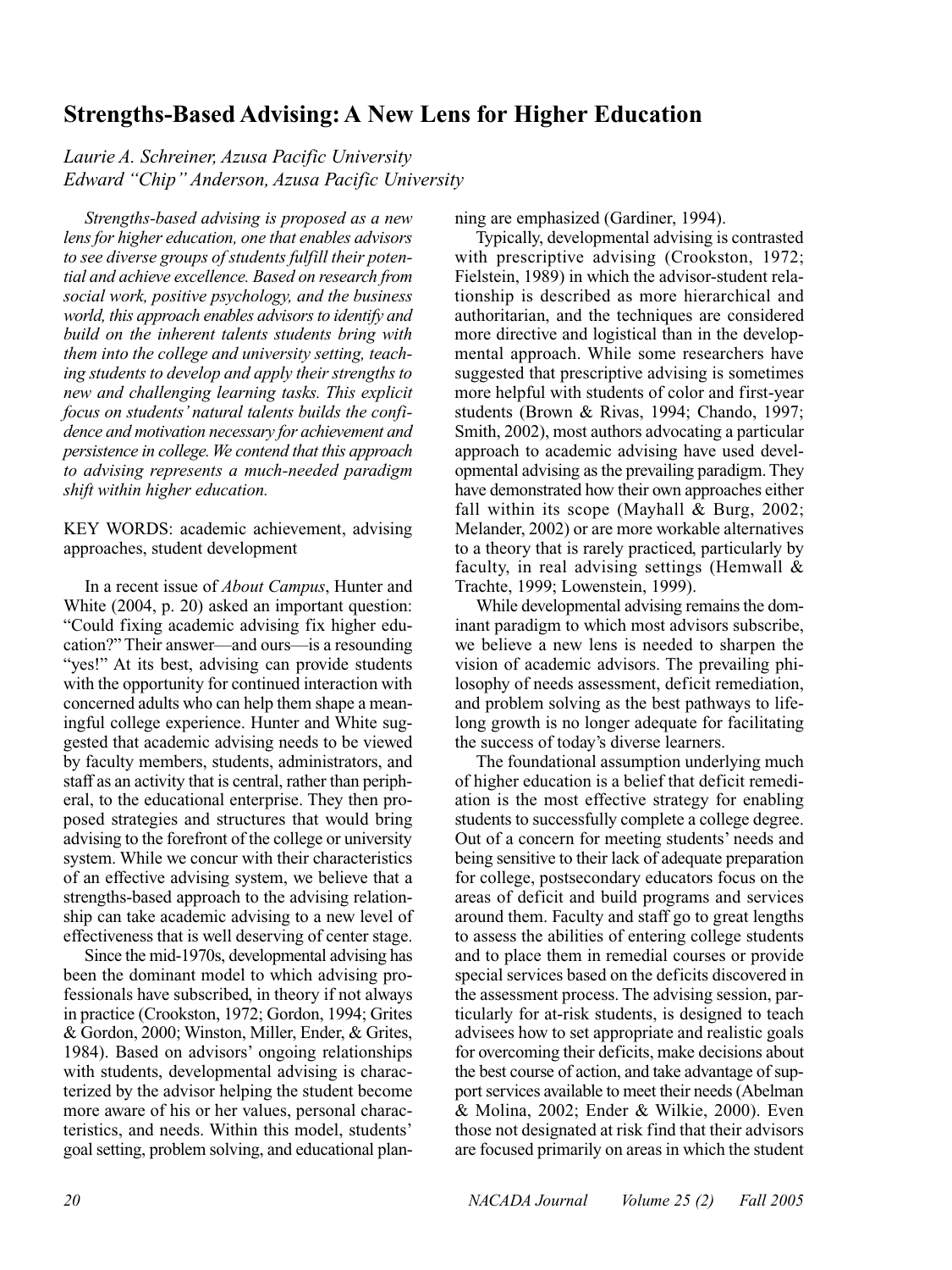# Strengths-Based Advising: A New Lens for Higher Education

*Laurie A. Schreiner, Azusa Pacific University*
*Edward "Chip" Anderson, Azusa Pacific University*

*Strengths-based advising is proposed as a new lens for higher education, one that enables advisors to see diverse groups of students fulfill their potential and achieve excellence. Based on research from social work, positive psychology, and the business world, this approach enables advisors to identify and build on the inherent talents students bring with them into the college and university setting, teaching students to develop and apply their strengths to new and challenging learning tasks. This explicit focus on students' natural talents builds the confidence and motivation necessary for achievement and persistence in college. We contend that this approach to advising represents a much-needed paradigm shift within higher education.*

KEY WORDS: academic achievement, advising approaches, student development

In a recent issue of *About Campus*, Hunter and White (2004, p. 20) asked an important question: "Could fixing academic advising fix higher education?" Their answer—and ours—is a resounding "yes!" At its best, advising can provide students with the opportunity for continued interaction with concerned adults who can help them shape a meaningful college experience. Hunter and White suggested that academic advising needs to be viewed by faculty members, students, administrators, and staff as an activity that is central, rather than peripheral, to the educational enterprise. They then proposed strategies and structures that would bring advising to the forefront of the college or university system. While we concur with their characteristics of an effective advising system, we believe that a strengths-based approach to the advising relationship can take academic advising to a new level of effectiveness that is well deserving of center stage.

Since the mid-1970s, developmental advising has been the dominant model to which advising professionals have subscribed, in theory if not always in practice (Crookston, 1972; Gordon, 1994; Grites & Gordon, 2000; Winston, Miller, Ender, & Grites, 1984). Based on advisors' ongoing relationships with students, developmental advising is characterized by the advisor helping the student become more aware of his or her values, personal characteristics, and needs. Within this model, students' goal setting, problem solving, and educational planning are emphasized (Gardiner, 1994).

Typically, developmental advising is contrasted with prescriptive advising (Crookston, 1972; Fielstein, 1989) in which the advisor-student relationship is described as more hierarchical and authoritarian, and the techniques are considered more directive and logistical than in the developmental approach. While some researchers have suggested that prescriptive advising is sometimes more helpful with students of color and first-year students (Brown & Rivas, 1994; Chando, 1997; Smith, 2002), most authors advocating a particular approach to academic advising have used developmental advising as the prevailing paradigm. They have demonstrated how their own approaches either fall within its scope (Mayhall & Burg, 2002; Melander, 2002) or are more workable alternatives to a theory that is rarely practiced, particularly by faculty, in real advising settings (Hemwall & Trachte, 1999; Lowenstein, 1999).

While developmental advising remains the dominant paradigm to which most advisors subscribe, we believe a new lens is needed to sharpen the vision of academic advisors. The prevailing philosophy of needs assessment, deficit remediation, and problem solving as the best pathways to lifelong growth is no longer adequate for facilitating the success of today's diverse learners.

The foundational assumption underlying much of higher education is a belief that deficit remediation is the most effective strategy for enabling students to successfully complete a college degree. Out of a concern for meeting students' needs and being sensitive to their lack of adequate preparation for college, postsecondary educators focus on the areas of deficit and build programs and services around them. Faculty and staff go to great lengths to assess the abilities of entering college students and to place them in remedial courses or provide special services based on the deficits discovered in the assessment process. The advising session, particularly for at-risk students, is designed to teach advisees how to set appropriate and realistic goals for overcoming their deficits, make decisions about the best course of action, and take advantage of support services available to meet their needs (Abelman & Molina, 2002; Ender & Wilkie, 2000). Even those not designated at risk find that their advisors are focused primarily on areas in which the student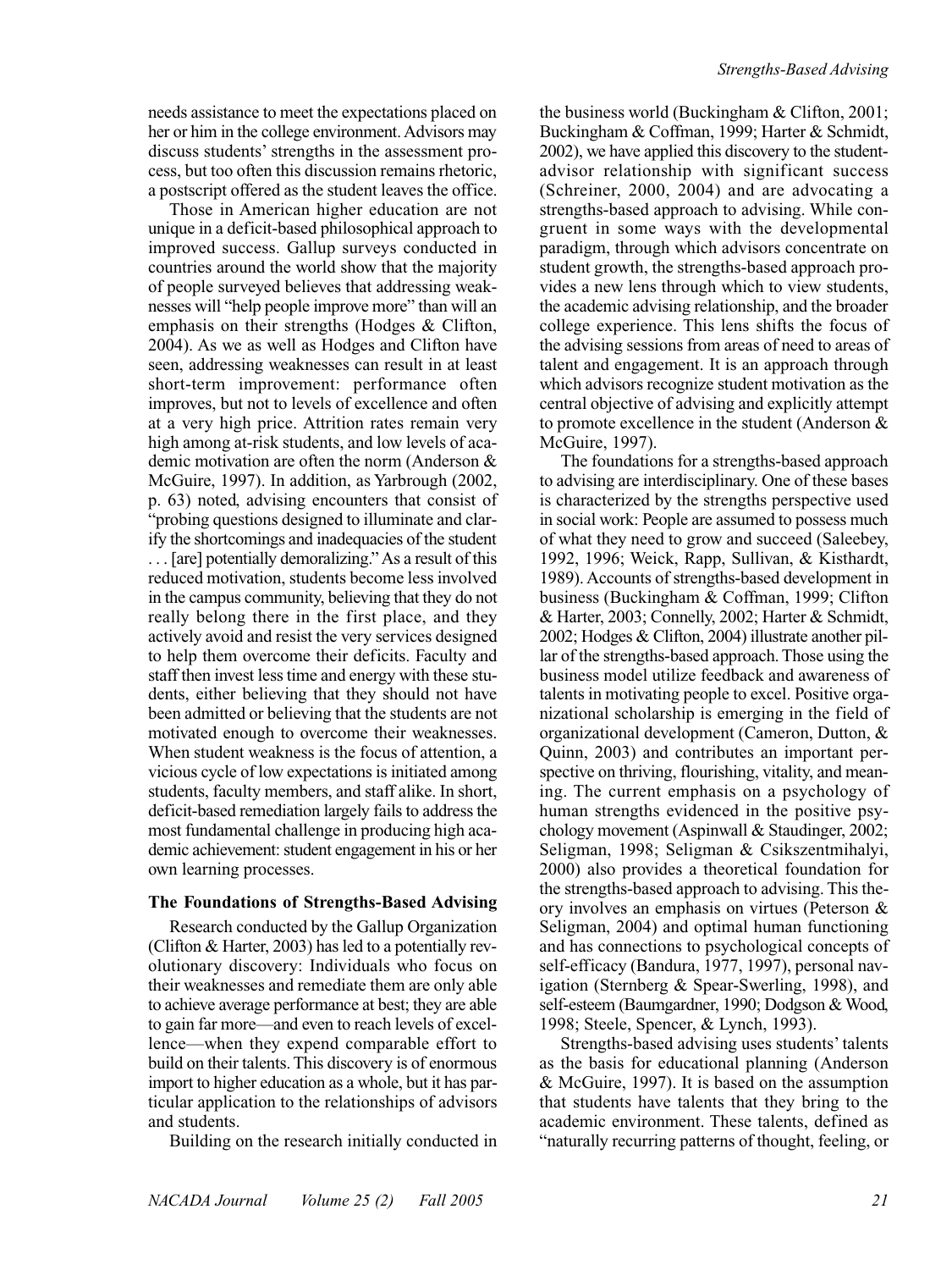needs assistance to meet the expectations placed on her or him in the college environment. Advisors may discuss students' strengths in the assessment process, but too often this discussion remains rhetoric, a postscript offered as the student leaves the office.

Those in American higher education are not unique in a deficit-based philosophical approach to improved success. Gallup surveys conducted in countries around the world show that the majority of people surveyed believes that addressing weaknesses will "help people improve more" than will an emphasis on their strengths (Hodges & Clifton, 2004). As we as well as Hodges and Clifton have seen, addressing weaknesses can result in at least short-term improvement: performance often improves, but not to levels of excellence and often at a very high price. Attrition rates remain very high among at-risk students, and low levels of academic motivation are often the norm (Anderson & McGuire, 1997). In addition, as Yarbrough (2002, p. 63) noted, advising encounters that consist of "probing questions designed to illuminate and clarify the shortcomings and inadequacies of the student . . . [are] potentially demoralizing." As a result of this reduced motivation, students become less involved in the campus community, believing that they do not really belong there in the first place, and they actively avoid and resist the very services designed to help them overcome their deficits. Faculty and staff then invest less time and energy with these students, either believing that they should not have been admitted or believing that the students are not motivated enough to overcome their weaknesses. When student weakness is the focus of attention, a vicious cycle of low expectations is initiated among students, faculty members, and staff alike. In short, deficit-based remediation largely fails to address the most fundamental challenge in producing high academic achievement: student engagement in his or her own learning processes.

### The Foundations of Strengths-Based Advising

Research conducted by the Gallup Organization (Clifton & Harter, 2003) has led to a potentially revolutionary discovery: Individuals who focus on their weaknesses and remediate them are only able to achieve average performance at best; they are able to gain far more—and even to reach levels of excellence—when they expend comparable effort to build on their talents. This discovery is of enormous import to higher education as a whole, but it has particular application to the relationships of advisors and students.

Building on the research initially conducted in the business world (Buckingham & Clifton, 2001; Buckingham & Coffman, 1999; Harter & Schmidt, 2002), we have applied this discovery to the student-advisor relationship with significant success (Schreiner, 2000, 2004) and are advocating a strengths-based approach to advising. While congruent in some ways with the developmental paradigm, through which advisors concentrate on student growth, the strengths-based approach provides a new lens through which to view students, the academic advising relationship, and the broader college experience. This lens shifts the focus of the advising sessions from areas of need to areas of talent and engagement. It is an approach through which advisors recognize student motivation as the central objective of advising and explicitly attempt to promote excellence in the student (Anderson & McGuire, 1997).

The foundations for a strengths-based approach to advising are interdisciplinary. One of these bases is characterized by the strengths perspective used in social work: People are assumed to possess much of what they need to grow and succeed (Saleebey, 1992, 1996; Weick, Rapp, Sullivan, & Kisthardt, 1989). Accounts of strengths-based development in business (Buckingham & Coffman, 1999; Clifton & Harter, 2003; Connelly, 2002; Harter & Schmidt, 2002; Hodges & Clifton, 2004) illustrate another pillar of the strengths-based approach. Those using the business model utilize feedback and awareness of talents in motivating people to excel. Positive organizational scholarship is emerging in the field of organizational development (Cameron, Dutton, & Quinn, 2003) and contributes an important perspective on thriving, flourishing, vitality, and meaning. The current emphasis on a psychology of human strengths evidenced in the positive psychology movement (Aspinwall & Staudinger, 2002; Seligman, 1998; Seligman & Csikszentmihalyi, 2000) also provides a theoretical foundation for the strengths-based approach to advising. This theory involves an emphasis on virtues (Peterson & Seligman, 2004) and optimal human functioning and has connections to psychological concepts of self-efficacy (Bandura, 1977, 1997), personal navigation (Sternberg & Spear-Swerling, 1998), and self-esteem (Baumgardner, 1990; Dodgson & Wood, 1998; Steele, Spencer, & Lynch, 1993).

Strengths-based advising uses students' talents as the basis for educational planning (Anderson & McGuire, 1997). It is based on the assumption that students have talents that they bring to the academic environment. These talents, defined as "naturally recurring patterns of thought, feeling, or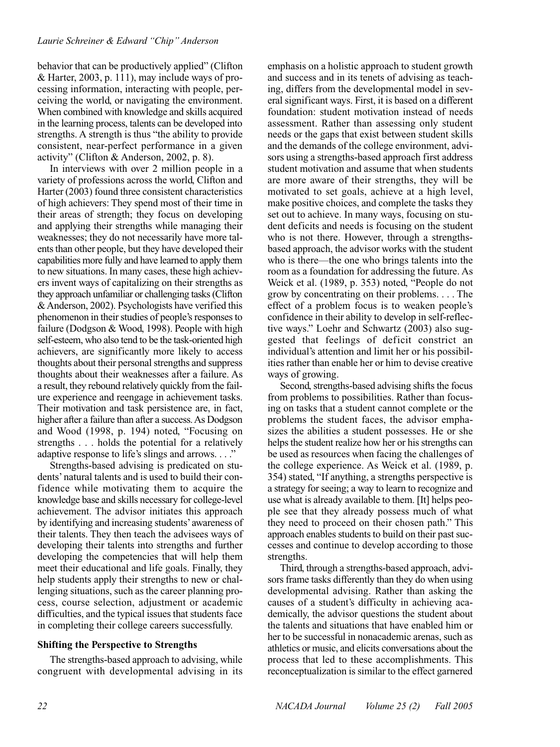behavior that can be productively applied" (Clifton & Harter, 2003, p. 111), may include ways of processing information, interacting with people, perceiving the world, or navigating the environment. When combined with knowledge and skills acquired in the learning process, talents can be developed into strengths. A strength is thus "the ability to provide consistent, near-perfect performance in a given activity" (Clifton & Anderson, 2002, p. 8).

In interviews with over 2 million people in a variety of professions across the world, Clifton and Harter (2003) found three consistent characteristics of high achievers: They spend most of their time in their areas of strength; they focus on developing and applying their strengths while managing their weaknesses; they do not necessarily have more talents than other people, but they have developed their capabilities more fully and have learned to apply them to new situations. In many cases, these high achievers invent ways of capitalizing on their strengths as they approach unfamiliar or challenging tasks (Clifton & Anderson, 2002). Psychologists have verified this phenomenon in their studies of people's responses to failure (Dodgson & Wood, 1998). People with high self-esteem, who also tend to be the task-oriented high achievers, are significantly more likely to access thoughts about their personal strengths and suppress thoughts about their weaknesses after a failure. As a result, they rebound relatively quickly from the failure experience and reengage in achievement tasks. Their motivation and task persistence are, in fact, higher after a failure than after a success. As Dodgson and Wood (1998, p. 194) noted, "Focusing on strengths . . . holds the potential for a relatively adaptive response to life's slings and arrows. . . ."

Strengths-based advising is predicated on students' natural talents and is used to build their confidence while motivating them to acquire the knowledge base and skills necessary for college-level achievement. The advisor initiates this approach by identifying and increasing students' awareness of their talents. They then teach the advisees ways of developing their talents into strengths and further developing the competencies that will help them meet their educational and life goals. Finally, they help students apply their strengths to new or challenging situations, such as the career planning process, course selection, adjustment or academic difficulties, and the typical issues that students face in completing their college careers successfully.

### Shifting the Perspective to Strengths

The strengths-based approach to advising, while congruent with developmental advising in its emphasis on a holistic approach to student growth and success and in its tenets of advising as teaching, differs from the developmental model in several significant ways. First, it is based on a different foundation: student motivation instead of needs assessment. Rather than assessing only student needs or the gaps that exist between student skills and the demands of the college environment, advisors using a strengths-based approach first address student motivation and assume that when students are more aware of their strengths, they will be motivated to set goals, achieve at a high level, make positive choices, and complete the tasks they set out to achieve. In many ways, focusing on student deficits and needs is focusing on the student who is not there. However, through a strengths-based approach, the advisor works with the student who is there—the one who brings talents into the room as a foundation for addressing the future. As Weick et al. (1989, p. 353) noted, "People do not grow by concentrating on their problems. . . . The effect of a problem focus is to weaken people's confidence in their ability to develop in self-reflective ways." Loehr and Schwartz (2003) also suggested that feelings of deficit constrict an individual's attention and limit her or his possibilities rather than enable her or him to devise creative ways of growing.

Second, strengths-based advising shifts the focus from problems to possibilities. Rather than focusing on tasks that a student cannot complete or the problems the student faces, the advisor emphasizes the abilities a student possesses. He or she helps the student realize how her or his strengths can be used as resources when facing the challenges of the college experience. As Weick et al. (1989, p. 354) stated, "If anything, a strengths perspective is a strategy for seeing; a way to learn to recognize and use what is already available to them. [It] helps people see that they already possess much of what they need to proceed on their chosen path." This approach enables students to build on their past successes and continue to develop according to those strengths.

Third, through a strengths-based approach, advisors frame tasks differently than they do when using developmental advising. Rather than asking the causes of a student's difficulty in achieving academically, the advisor questions the student about the talents and situations that have enabled him or her to be successful in nonacademic arenas, such as athletics or music, and elicits conversations about the process that led to these accomplishments. This reconceptualization is similar to the effect garnered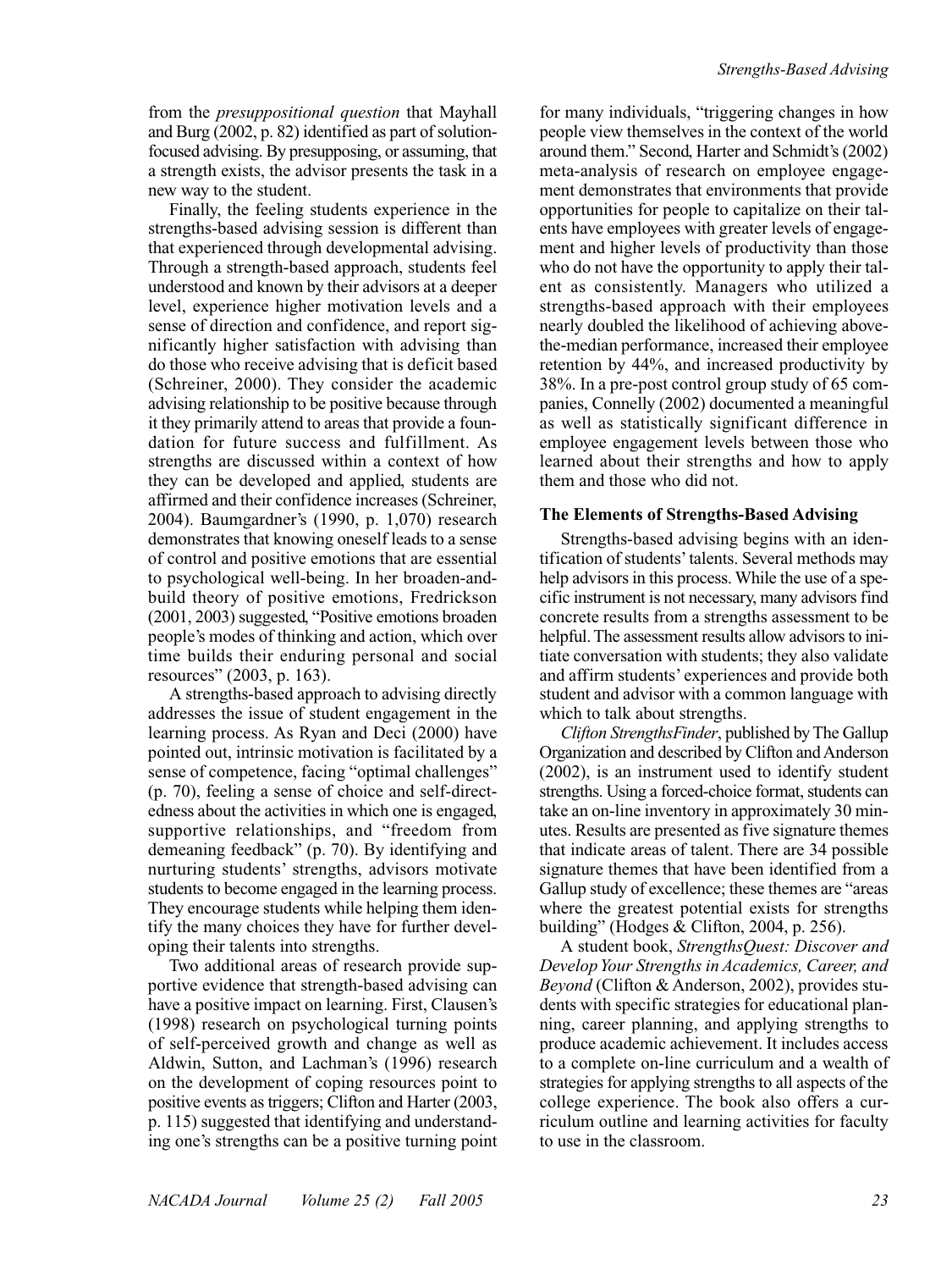from the *presuppositional question* that Mayhall and Burg (2002, p. 82) identified as part of solution-focused advising. By presupposing, or assuming, that a strength exists, the advisor presents the task in a new way to the student.

Finally, the feeling students experience in the strengths-based advising session is different than that experienced through developmental advising. Through a strength-based approach, students feel understood and known by their advisors at a deeper level, experience higher motivation levels and a sense of direction and confidence, and report significantly higher satisfaction with advising than do those who receive advising that is deficit based (Schreiner, 2000). They consider the academic advising relationship to be positive because through it they primarily attend to areas that provide a foundation for future success and fulfillment. As strengths are discussed within a context of how they can be developed and applied, students are affirmed and their confidence increases (Schreiner, 2004). Baumgardner's (1990, p. 1,070) research demonstrates that knowing oneself leads to a sense of control and positive emotions that are essential to psychological well-being. In her broaden-and-build theory of positive emotions, Fredrickson (2001, 2003) suggested, "Positive emotions broaden people's modes of thinking and action, which over time builds their enduring personal and social resources" (2003, p. 163).

A strengths-based approach to advising directly addresses the issue of student engagement in the learning process. As Ryan and Deci (2000) have pointed out, intrinsic motivation is facilitated by a sense of competence, facing "optimal challenges" (p. 70), feeling a sense of choice and self-directedness about the activities in which one is engaged, supportive relationships, and "freedom from demeaning feedback" (p. 70). By identifying and nurturing students' strengths, advisors motivate students to become engaged in the learning process. They encourage students while helping them identify the many choices they have for further developing their talents into strengths.

Two additional areas of research provide supportive evidence that strength-based advising can have a positive impact on learning. First, Clausen's (1998) research on psychological turning points of self-perceived growth and change as well as Aldwin, Sutton, and Lachman's (1996) research on the development of coping resources point to positive events as triggers; Clifton and Harter (2003, p. 115) suggested that identifying and understanding one's strengths can be a positive turning point for many individuals, "triggering changes in how people view themselves in the context of the world around them." Second, Harter and Schmidt's (2002) meta-analysis of research on employee engagement demonstrates that environments that provide opportunities for people to capitalize on their talents have employees with greater levels of engagement and higher levels of productivity than those who do not have the opportunity to apply their talent as consistently. Managers who utilized a strengths-based approach with their employees nearly doubled the likelihood of achieving above-the-median performance, increased their employee retention by 44%, and increased productivity by 38%. In a pre-post control group study of 65 companies, Connelly (2002) documented a meaningful as well as statistically significant difference in employee engagement levels between those who learned about their strengths and how to apply them and those who did not.

### The Elements of Strengths-Based Advising

Strengths-based advising begins with an identification of students' talents. Several methods may help advisors in this process. While the use of a specific instrument is not necessary, many advisors find concrete results from a strengths assessment to be helpful. The assessment results allow advisors to initiate conversation with students; they also validate and affirm students' experiences and provide both student and advisor with a common language with which to talk about strengths.

*Clifton StrengthsFinder*, published by The Gallup Organization and described by Clifton and Anderson (2002), is an instrument used to identify student strengths. Using a forced-choice format, students can take an on-line inventory in approximately 30 minutes. Results are presented as five signature themes that indicate areas of talent. There are 34 possible signature themes that have been identified from a Gallup study of excellence; these themes are "areas where the greatest potential exists for strengths building" (Hodges & Clifton, 2004, p. 256).

A student book, *StrengthsQuest: Discover and Develop Your Strengths in Academics, Career, and Beyond* (Clifton & Anderson, 2002), provides students with specific strategies for educational planning, career planning, and applying strengths to produce academic achievement. It includes access to a complete on-line curriculum and a wealth of strategies for applying strengths to all aspects of the college experience. The book also offers a curriculum outline and learning activities for faculty to use in the classroom.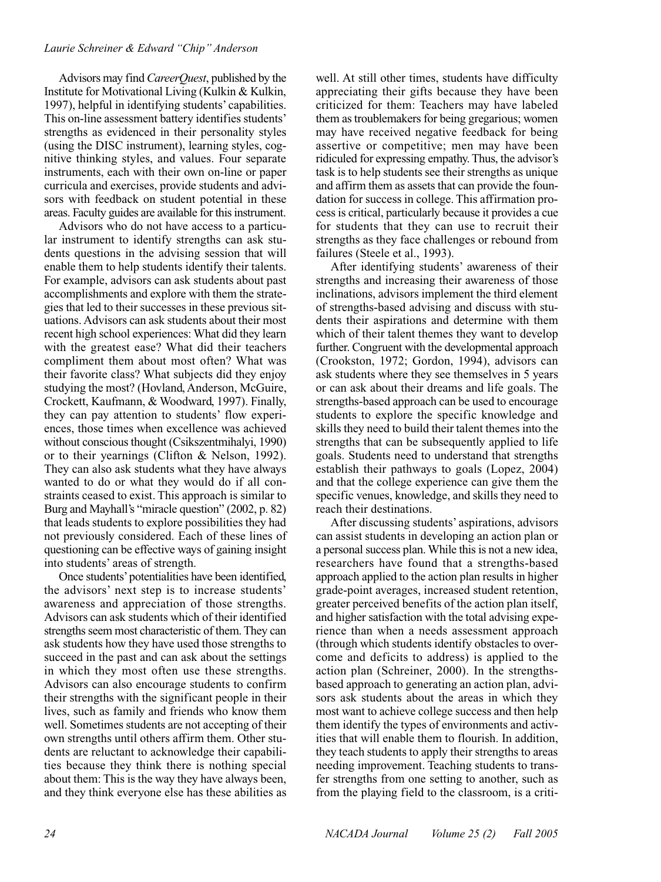Advisors may find *CareerQuest*, published by the Institute for Motivational Living (Kulkin & Kulkin, 1997), helpful in identifying students' capabilities. This on-line assessment battery identifies students' strengths as evidenced in their personality styles (using the DISC instrument), learning styles, cognitive thinking styles, and values. Four separate instruments, each with their own on-line or paper curricula and exercises, provide students and advisors with feedback on student potential in these areas. Faculty guides are available for this instrument.

Advisors who do not have access to a particular instrument to identify strengths can ask students questions in the advising session that will enable them to help students identify their talents. For example, advisors can ask students about past accomplishments and explore with them the strategies that led to their successes in these previous situations. Advisors can ask students about their most recent high school experiences: What did they learn with the greatest ease? What did their teachers compliment them about most often? What was their favorite class? What subjects did they enjoy studying the most? (Hovland, Anderson, McGuire, Crockett, Kaufmann, & Woodward, 1997). Finally, they can pay attention to students' flow experiences, those times when excellence was achieved without conscious thought (Csikszentmihalyi, 1990) or to their yearnings (Clifton & Nelson, 1992). They can also ask students what they have always wanted to do or what they would do if all constraints ceased to exist. This approach is similar to Burg and Mayhall's "miracle question" (2002, p. 82) that leads students to explore possibilities they had not previously considered. Each of these lines of questioning can be effective ways of gaining insight into students' areas of strength.

Once students' potentialities have been identified, the advisors' next step is to increase students' awareness and appreciation of those strengths. Advisors can ask students which of their identified strengths seem most characteristic of them. They can ask students how they have used those strengths to succeed in the past and can ask about the settings in which they most often use these strengths. Advisors can also encourage students to confirm their strengths with the significant people in their lives, such as family and friends who know them well. Sometimes students are not accepting of their own strengths until others affirm them. Other students are reluctant to acknowledge their capabilities because they think there is nothing special about them: This is the way they have always been, and they think everyone else has these abilities as well. At still other times, students have difficulty appreciating their gifts because they have been criticized for them: Teachers may have labeled them as troublemakers for being gregarious; women may have received negative feedback for being assertive or competitive; men may have been ridiculed for expressing empathy. Thus, the advisor's task is to help students see their strengths as unique and affirm them as assets that can provide the foundation for success in college. This affirmation process is critical, particularly because it provides a cue for students that they can use to recruit their strengths as they face challenges or rebound from failures (Steele et al., 1993).

After identifying students' awareness of their strengths and increasing their awareness of those inclinations, advisors implement the third element of strengths-based advising and discuss with students their aspirations and determine with them which of their talent themes they want to develop further. Congruent with the developmental approach (Crookston, 1972; Gordon, 1994), advisors can ask students where they see themselves in 5 years or can ask about their dreams and life goals. The strengths-based approach can be used to encourage students to explore the specific knowledge and skills they need to build their talent themes into the strengths that can be subsequently applied to life goals. Students need to understand that strengths establish their pathways to goals (Lopez, 2004) and that the college experience can give them the specific venues, knowledge, and skills they need to reach their destinations.

After discussing students' aspirations, advisors can assist students in developing an action plan or a personal success plan. While this is not a new idea, researchers have found that a strengths-based approach applied to the action plan results in higher grade-point averages, increased student retention, greater perceived benefits of the action plan itself, and higher satisfaction with the total advising experience than when a needs assessment approach (through which students identify obstacles to overcome and deficits to address) is applied to the action plan (Schreiner, 2000). In the strengths-based approach to generating an action plan, advisors ask students about the areas in which they most want to achieve college success and then help them identify the types of environments and activities that will enable them to flourish. In addition, they teach students to apply their strengths to areas needing improvement. Teaching students to transfer strengths from one setting to another, such as from the playing field to the classroom, is a criti-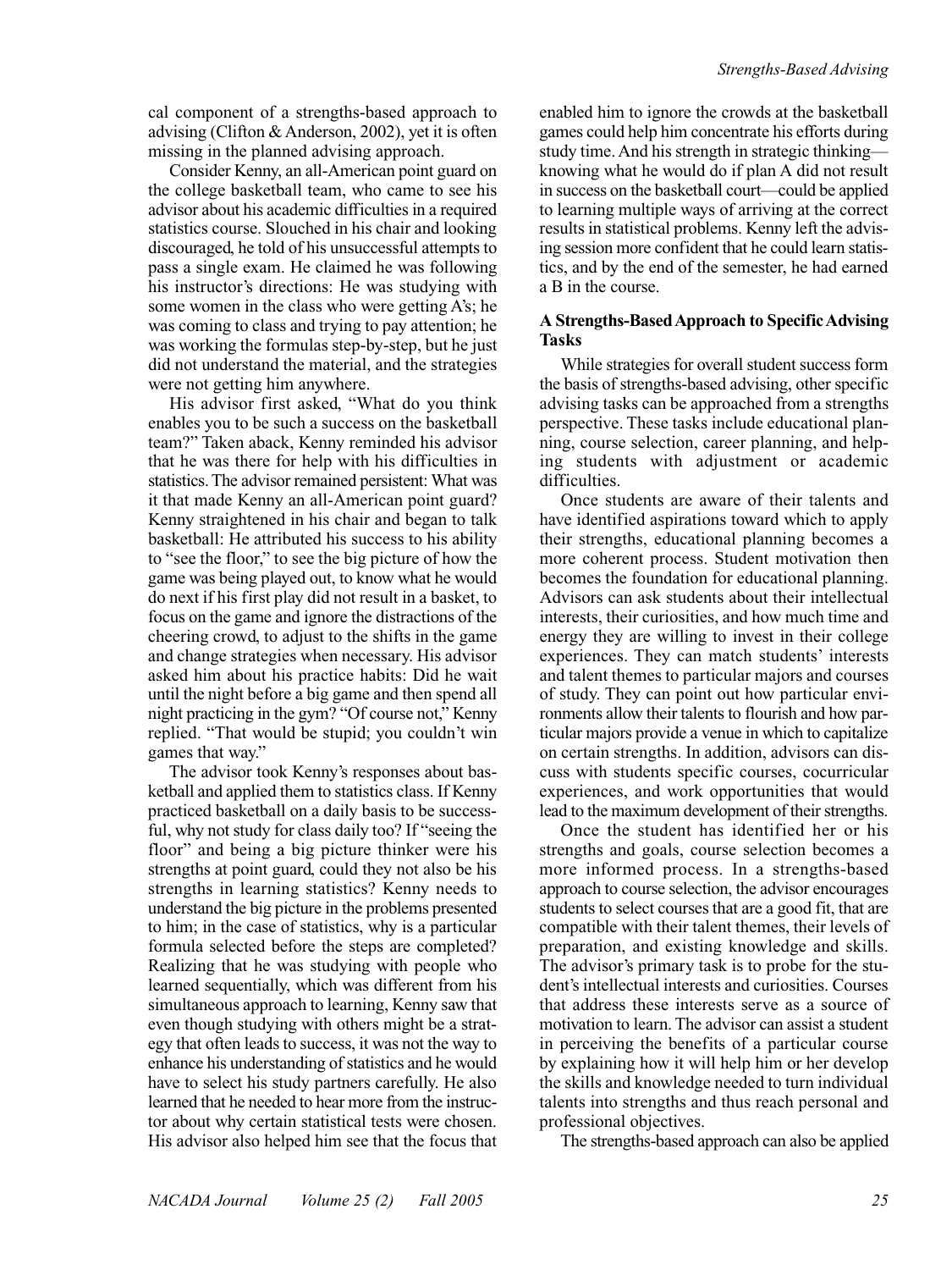cal component of a strengths-based approach to advising (Clifton & Anderson, 2002), yet it is often missing in the planned advising approach.

Consider Kenny, an all-American point guard on the college basketball team, who came to see his advisor about his academic difficulties in a required statistics course. Slouched in his chair and looking discouraged, he told of his unsuccessful attempts to pass a single exam. He claimed he was following his instructor's directions: He was studying with some women in the class who were getting A's; he was coming to class and trying to pay attention; he was working the formulas step-by-step, but he just did not understand the material, and the strategies were not getting him anywhere.

His advisor first asked, "What do you think enables you to be such a success on the basketball team?" Taken aback, Kenny reminded his advisor that he was there for help with his difficulties in statistics. The advisor remained persistent: What was it that made Kenny an all-American point guard? Kenny straightened in his chair and began to talk basketball: He attributed his success to his ability to "see the floor," to see the big picture of how the game was being played out, to know what he would do next if his first play did not result in a basket, to focus on the game and ignore the distractions of the cheering crowd, to adjust to the shifts in the game and change strategies when necessary. His advisor asked him about his practice habits: Did he wait until the night before a big game and then spend all night practicing in the gym? "Of course not," Kenny replied. "That would be stupid; you couldn't win games that way."

The advisor took Kenny's responses about basketball and applied them to statistics class. If Kenny practiced basketball on a daily basis to be successful, why not study for class daily too? If "seeing the floor" and being a big picture thinker were his strengths at point guard, could they not also be his strengths in learning statistics? Kenny needs to understand the big picture in the problems presented to him; in the case of statistics, why is a particular formula selected before the steps are completed? Realizing that he was studying with people who learned sequentially, which was different from his simultaneous approach to learning, Kenny saw that even though studying with others might be a strategy that often leads to success, it was not the way to enhance his understanding of statistics and he would have to select his study partners carefully. He also learned that he needed to hear more from the instructor about why certain statistical tests were chosen. His advisor also helped him see that the focus that enabled him to ignore the crowds at the basketball games could help him concentrate his efforts during study time. And his strength in strategic thinking—knowing what he would do if plan A did not result in success on the basketball court—could be applied to learning multiple ways of arriving at the correct results in statistical problems. Kenny left the advising session more confident that he could learn statistics, and by the end of the semester, he had earned a B in the course.

### A Strengths-Based Approach to Specific Advising Tasks

While strategies for overall student success form the basis of strengths-based advising, other specific advising tasks can be approached from a strengths perspective. These tasks include educational planning, course selection, career planning, and helping students with adjustment or academic difficulties.

Once students are aware of their talents and have identified aspirations toward which to apply their strengths, educational planning becomes a more coherent process. Student motivation then becomes the foundation for educational planning. Advisors can ask students about their intellectual interests, their curiosities, and how much time and energy they are willing to invest in their college experiences. They can match students' interests and talent themes to particular majors and courses of study. They can point out how particular environments allow their talents to flourish and how particular majors provide a venue in which to capitalize on certain strengths. In addition, advisors can discuss with students specific courses, cocurricular experiences, and work opportunities that would lead to the maximum development of their strengths.

Once the student has identified her or his strengths and goals, course selection becomes a more informed process. In a strengths-based approach to course selection, the advisor encourages students to select courses that are a good fit, that are compatible with their talent themes, their levels of preparation, and existing knowledge and skills. The advisor's primary task is to probe for the student's intellectual interests and curiosities. Courses that address these interests serve as a source of motivation to learn. The advisor can assist a student in perceiving the benefits of a particular course by explaining how it will help him or her develop the skills and knowledge needed to turn individual talents into strengths and thus reach personal and professional objectives.

The strengths-based approach can also be applied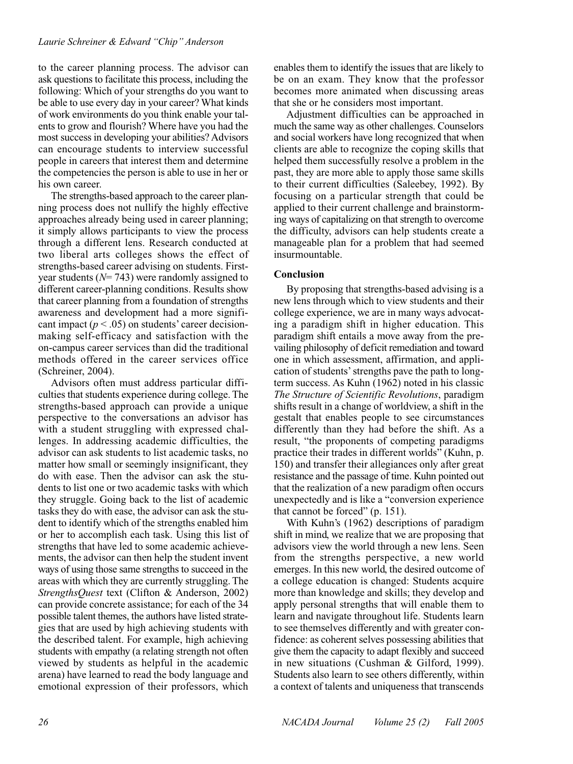to the career planning process. The advisor can ask questions to facilitate this process, including the following: Which of your strengths do you want to be able to use every day in your career? What kinds of work environments do you think enable your talents to grow and flourish? Where have you had the most success in developing your abilities? Advisors can encourage students to interview successful people in careers that interest them and determine the competencies the person is able to use in her or his own career.

The strengths-based approach to the career planning process does not nullify the highly effective approaches already being used in career planning; it simply allows participants to view the process through a different lens. Research conducted at two liberal arts colleges shows the effect of strengths-based career advising on students. First-year students ($N$= 743) were randomly assigned to different career-planning conditions. Results show that career planning from a foundation of strengths awareness and development had a more significant impact ($p < .05$) on students' career decision-making self-efficacy and satisfaction with the on-campus career services than did the traditional methods offered in the career services office (Schreiner, 2004).

Advisors often must address particular difficulties that students experience during college. The strengths-based approach can provide a unique perspective to the conversations an advisor has with a student struggling with expressed challenges. In addressing academic difficulties, the advisor can ask students to list academic tasks, no matter how small or seemingly insignificant, they do with ease. Then the advisor can ask the students to list one or two academic tasks with which they struggle. Going back to the list of academic tasks they do with ease, the advisor can ask the student to identify which of the strengths enabled him or her to accomplish each task. Using this list of strengths that have led to some academic achievements, the advisor can then help the student invent ways of using those same strengths to succeed in the areas with which they are currently struggling. The *StrengthsQuest* text (Clifton & Anderson, 2002) can provide concrete assistance; for each of the 34 possible talent themes, the authors have listed strategies that are used by high achieving students with the described talent. For example, high achieving students with empathy (a relating strength not often viewed by students as helpful in the academic arena) have learned to read the body language and emotional expression of their professors, which enables them to identify the issues that are likely to be on an exam. They know that the professor becomes more animated when discussing areas that she or he considers most important.

Adjustment difficulties can be approached in much the same way as other challenges. Counselors and social workers have long recognized that when clients are able to recognize the coping skills that helped them successfully resolve a problem in the past, they are more able to apply those same skills to their current difficulties (Saleebey, 1992). By focusing on a particular strength that could be applied to their current challenge and brainstorming ways of capitalizing on that strength to overcome the difficulty, advisors can help students create a manageable plan for a problem that had seemed insurmountable.

## Conclusion

By proposing that strengths-based advising is a new lens through which to view students and their college experience, we are in many ways advocating a paradigm shift in higher education. This paradigm shift entails a move away from the prevailing philosophy of deficit remediation and toward one in which assessment, affirmation, and application of students' strengths pave the path to long-term success. As Kuhn (1962) noted in his classic *The Structure of Scientific Revolutions*, paradigm shifts result in a change of worldview, a shift in the gestalt that enables people to see circumstances differently than they had before the shift. As a result, "the proponents of competing paradigms practice their trades in different worlds" (Kuhn, p. 150) and transfer their allegiances only after great resistance and the passage of time. Kuhn pointed out that the realization of a new paradigm often occurs unexpectedly and is like a "conversion experience that cannot be forced" (p. 151).

With Kuhn's (1962) descriptions of paradigm shift in mind, we realize that we are proposing that advisors view the world through a new lens. Seen from the strengths perspective, a new world emerges. In this new world, the desired outcome of a college education is changed: Students acquire more than knowledge and skills; they develop and apply personal strengths that will enable them to learn and navigate throughout life. Students learn to see themselves differently and with greater confidence: as coherent selves possessing abilities that give them the capacity to adapt flexibly and succeed in new situations (Cushman & Gilford, 1999). Students also learn to see others differently, within a context of talents and uniqueness that transcends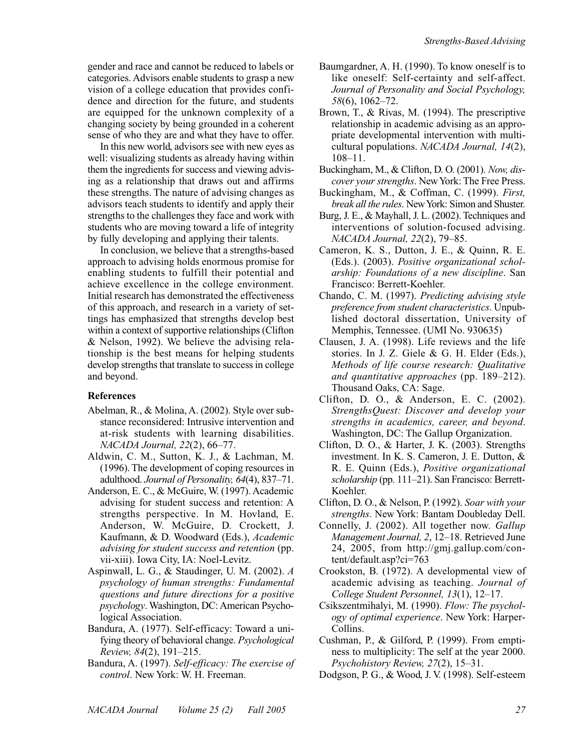gender and race and cannot be reduced to labels or categories. Advisors enable students to grasp a new vision of a college education that provides confidence and direction for the future, and students are equipped for the unknown complexity of a changing society by being grounded in a coherent sense of who they are and what they have to offer.

In this new world, advisors see with new eyes as well: visualizing students as already having within them the ingredients for success and viewing advising as a relationship that draws out and affirms these strengths. The nature of advising changes as advisors teach students to identify and apply their strengths to the challenges they face and work with students who are moving toward a life of integrity by fully developing and applying their talents.

In conclusion, we believe that a strengths-based approach to advising holds enormous promise for enabling students to fulfill their potential and achieve excellence in the college environment. Initial research has demonstrated the effectiveness of this approach, and research in a variety of settings has emphasized that strengths develop best within a context of supportive relationships (Clifton & Nelson, 1992). We believe the advising relationship is the best means for helping students develop strengths that translate to success in college and beyond.

**References**

Abelman, R., & Molina, A. (2002). Style over substance reconsidered: Intrusive intervention and at-risk students with learning disabilities. *NACADA Journal, 22*(2), 66–77.

Aldwin, C. M., Sutton, K. J., & Lachman, M. (1996). The development of coping resources in adulthood. *Journal of Personality, 64*(4), 837–71.

Anderson, E. C., & McGuire, W. (1997). Academic advising for student success and retention: A strengths perspective. In M. Hovland, E. Anderson, W. McGuire, D. Crockett, J. Kaufmann, & D. Woodward (Eds.), *Academic advising for student success and retention* (pp. vii-xiii). Iowa City, IA: Noel-Levitz.

Aspinwall, L. G., & Staudinger, U. M. (2002). *A psychology of human strengths: Fundamental questions and future directions for a positive psychology*. Washington, DC: American Psychological Association.

Bandura, A. (1977). Self-efficacy: Toward a unifying theory of behavioral change. *Psychological Review, 84*(2), 191–215.

Bandura, A. (1997). *Self-efficacy: The exercise of control*. New York: W. H. Freeman.

Baumgardner, A. H. (1990). To know oneself is to like oneself: Self-certainty and self-affect. *Journal of Personality and Social Psychology, 58*(6), 1062–72.

Brown, T., & Rivas, M. (1994). The prescriptive relationship in academic advising as an appropriate developmental intervention with multicultural populations. *NACADA Journal, 14*(2), 108–11.

Buckingham, M., & Clifton, D. O. (2001). *Now, discover your strengths*. New York: The Free Press.

Buckingham, M., & Coffman, C. (1999). *First, break all the rules*. New York: Simon and Shuster.

Burg, J. E., & Mayhall, J. L. (2002). Techniques and interventions of solution-focused advising. *NACADA Journal, 22*(2), 79–85.

Cameron, K. S., Dutton, J. E., & Quinn, R. E. (Eds.). (2003). *Positive organizational scholarship: Foundations of a new discipline*. San Francisco: Berrett-Koehler.

Chando, C. M. (1997). *Predicting advising style preference from student characteristics*. Unpublished doctoral dissertation, University of Memphis, Tennessee. (UMI No. 930635)

Clausen, J. A. (1998). Life reviews and the life stories. In J. Z. Giele & G. H. Elder (Eds.), *Methods of life course research: Qualitative and quantitative approaches* (pp. 189–212). Thousand Oaks, CA: Sage.

Clifton, D. O., & Anderson, E. C. (2002). *StrengthsQuest: Discover and develop your strengths in academics, career, and beyond*. Washington, DC: The Gallup Organization.

Clifton, D. O., & Harter, J. K. (2003). Strengths investment. In K. S. Cameron, J. E. Dutton, & R. E. Quinn (Eds.), *Positive organizational scholarship* (pp. 111–21). San Francisco: Berrett-Koehler.

Clifton, D. O., & Nelson, P. (1992). *Soar with your strengths*. New York: Bantam Doubleday Dell.

Connelly, J. (2002). All together now. *Gallup Management Journal, 2*, 12–18. Retrieved June 24, 2005, from http://gmj.gallup.com/content/default.asp?ci=763

Crookston, B. (1972). A developmental view of academic advising as teaching. *Journal of College Student Personnel, 13*(1), 12–17.

Csikszentmihalyi, M. (1990). *Flow: The psychology of optimal experience*. New York: HarperCollins.

Cushman, P., & Gilford, P. (1999). From emptiness to multiplicity: The self at the year 2000. *Psychohistory Review, 27*(2), 15–31.

Dodgson, P. G., & Wood, J. V. (1998). Self-esteem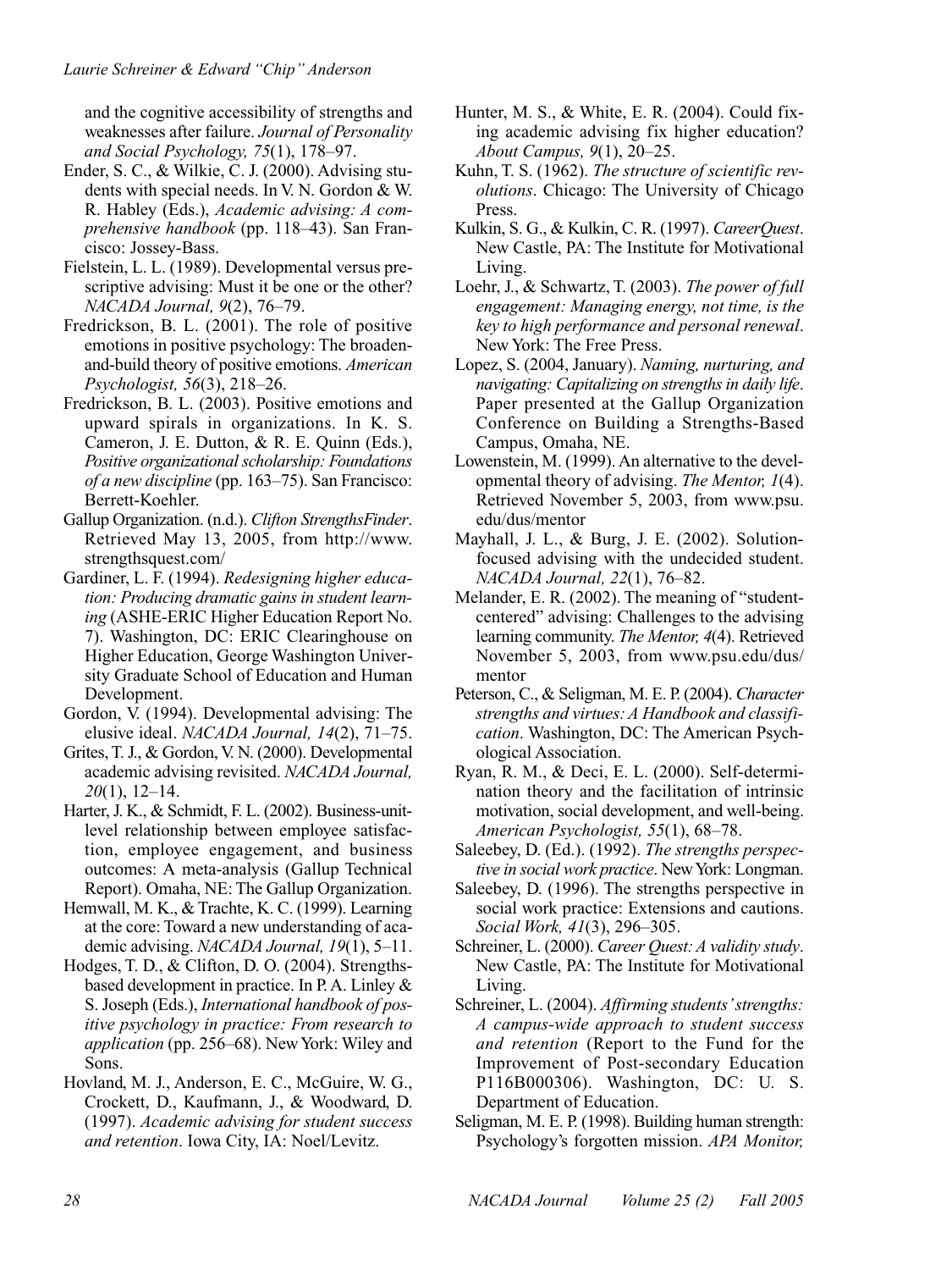and the cognitive accessibility of strengths and weaknesses after failure. *Journal of Personality and Social Psychology, 75*(1), 178–97.

Ender, S. C., & Wilkie, C. J. (2000). Advising students with special needs. In V. N. Gordon & W. R. Habley (Eds.), *Academic advising: A comprehensive handbook* (pp. 118–43). San Francisco: Jossey-Bass.

Fielstein, L. L. (1989). Developmental versus prescriptive advising: Must it be one or the other? *NACADA Journal, 9*(2), 76–79.

Fredrickson, B. L. (2001). The role of positive emotions in positive psychology: The broaden-and-build theory of positive emotions. *American Psychologist, 56*(3), 218–26.

Fredrickson, B. L. (2003). Positive emotions and upward spirals in organizations. In K. S. Cameron, J. E. Dutton, & R. E. Quinn (Eds.), *Positive organizational scholarship: Foundations of a new discipline* (pp. 163–75). San Francisco: Berrett-Koehler.

Gallup Organization. (n.d.). *Clifton StrengthsFinder*. Retrieved May 13, 2005, from http://www.strengthsquest.com/

Gardiner, L. F. (1994). *Redesigning higher education: Producing dramatic gains in student learning* (ASHE-ERIC Higher Education Report No. 7). Washington, DC: ERIC Clearinghouse on Higher Education, George Washington University Graduate School of Education and Human Development.

Gordon, V. (1994). Developmental advising: The elusive ideal. *NACADA Journal, 14*(2), 71–75.

Grites, T. J., & Gordon, V. N. (2000). Developmental academic advising revisited. *NACADA Journal, 20*(1), 12–14.

Harter, J. K., & Schmidt, F. L. (2002). Business-unit-level relationship between employee satisfaction, employee engagement, and business outcomes: A meta-analysis (Gallup Technical Report). Omaha, NE: The Gallup Organization.

Hemwall, M. K., & Trachte, K. C. (1999). Learning at the core: Toward a new understanding of academic advising. *NACADA Journal, 19*(1), 5–11.

Hodges, T. D., & Clifton, D. O. (2004). Strengths-based development in practice. In P. A. Linley & S. Joseph (Eds.), *International handbook of positive psychology in practice: From research to application* (pp. 256–68). New York: Wiley and Sons.

Hovland, M. J., Anderson, E. C., McGuire, W. G., Crockett, D., Kaufmann, J., & Woodward, D. (1997). *Academic advising for student success and retention*. Iowa City, IA: Noel/Levitz.

Hunter, M. S., & White, E. R. (2004). Could fixing academic advising fix higher education? *About Campus, 9*(1), 20–25.

Kuhn, T. S. (1962). *The structure of scientific revolutions*. Chicago: The University of Chicago Press.

Kulkin, S. G., & Kulkin, C. R. (1997). *CareerQuest*. New Castle, PA: The Institute for Motivational Living.

Loehr, J., & Schwartz, T. (2003). *The power of full engagement: Managing energy, not time, is the key to high performance and personal renewal*. New York: The Free Press.

Lopez, S. (2004, January). *Naming, nurturing, and navigating: Capitalizing on strengths in daily life*. Paper presented at the Gallup Organization Conference on Building a Strengths-Based Campus, Omaha, NE.

Lowenstein, M. (1999). An alternative to the developmental theory of advising. *The Mentor, 1*(4). Retrieved November 5, 2003, from www.psu.edu/dus/mentor

Mayhall, J. L., & Burg, J. E. (2002). Solution-focused advising with the undecided student. *NACADA Journal, 22*(1), 76–82.

Melander, E. R. (2002). The meaning of "student-centered" advising: Challenges to the advising learning community. *The Mentor, 4*(4). Retrieved November 5, 2003, from www.psu.edu/dus/mentor

Peterson, C., & Seligman, M. E. P. (2004). *Character strengths and virtues: A Handbook and classification*. Washington, DC: The American Psychological Association.

Ryan, R. M., & Deci, E. L. (2000). Self-determination theory and the facilitation of intrinsic motivation, social development, and well-being. *American Psychologist, 55*(1), 68–78.

Saleebey, D. (Ed.). (1992). *The strengths perspective in social work practice*. New York: Longman.

Saleebey, D. (1996). The strengths perspective in social work practice: Extensions and cautions. *Social Work, 41*(3), 296–305.

Schreiner, L. (2000). *Career Quest: A validity study*. New Castle, PA: The Institute for Motivational Living.

Schreiner, L. (2004). *Affirming students' strengths: A campus-wide approach to student success and retention* (Report to the Fund for the Improvement of Post-secondary Education P116B000306). Washington, DC: U. S. Department of Education.

Seligman, M. E. P. (1998). Building human strength: Psychology's forgotten mission. *APA Monitor,*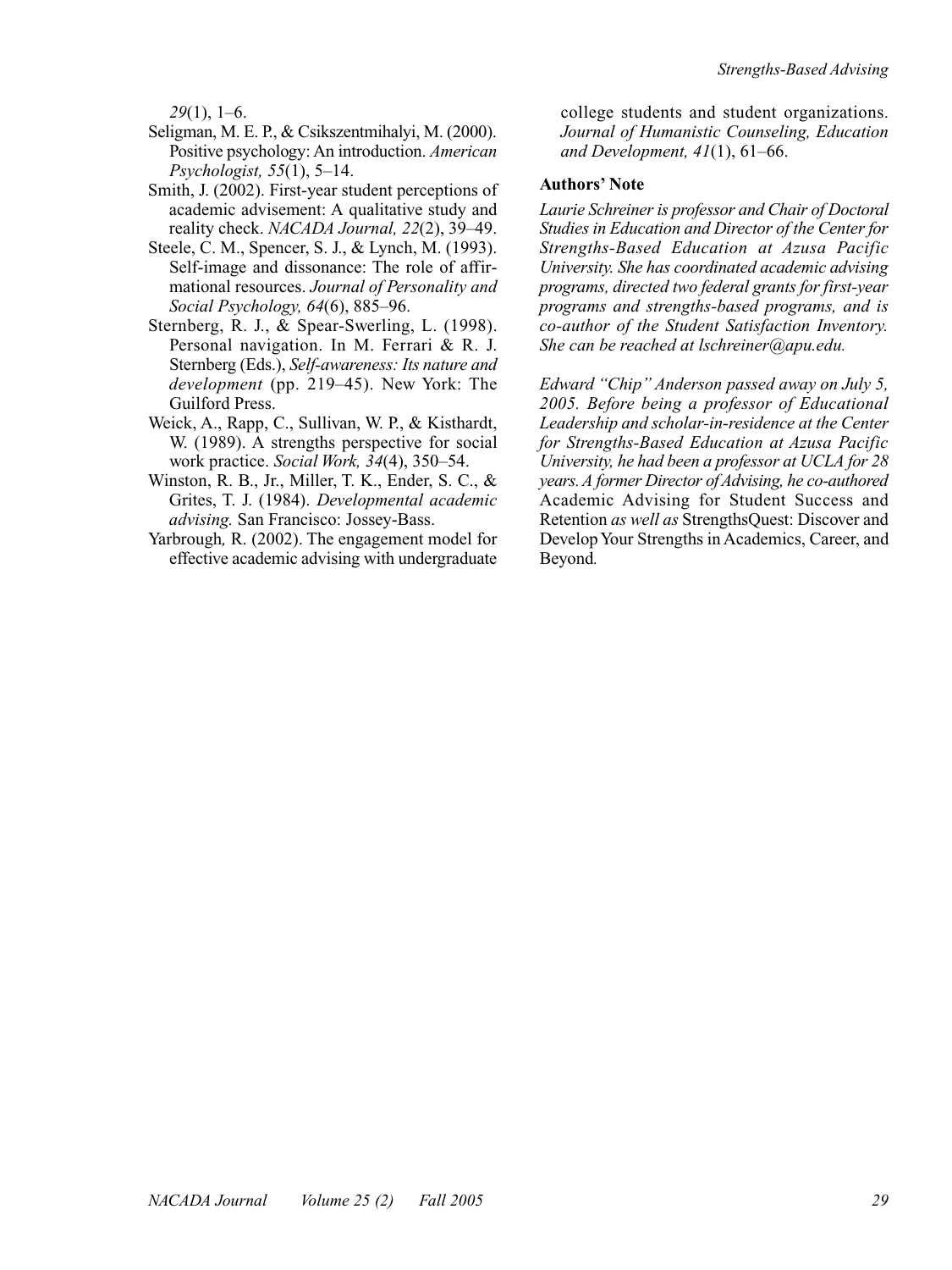*29*(1), 1–6.

Seligman, M. E. P., & Csikszentmihalyi, M. (2000). Positive psychology: An introduction. *American Psychologist, 55*(1), 5–14.

Smith, J. (2002). First-year student perceptions of academic advisement: A qualitative study and reality check. *NACADA Journal, 22*(2), 39–49.

Steele, C. M., Spencer, S. J., & Lynch, M. (1993). Self-image and dissonance: The role of affirmational resources. *Journal of Personality and Social Psychology, 64*(6), 885–96.

Sternberg, R. J., & Spear-Swerling, L. (1998). Personal navigation. In M. Ferrari & R. J. Sternberg (Eds.), *Self-awareness: Its nature and development* (pp. 219–45). New York: The Guilford Press.

Weick, A., Rapp, C., Sullivan, W. P., & Kisthardt, W. (1989). A strengths perspective for social work practice. *Social Work, 34*(4), 350–54.

Winston, R. B., Jr., Miller, T. K., Ender, S. C., & Grites, T. J. (1984). *Developmental academic advising.* San Francisco: Jossey-Bass.

Yarbrough*,* R. (2002). The engagement model for effective academic advising with undergraduate college students and student organizations. *Journal of Humanistic Counseling, Education and Development, 41*(1), 61–66.

**Authors' Note**

*Laurie Schreiner is professor and Chair of Doctoral Studies in Education and Director of the Center for Strengths-Based Education at Azusa Pacific University. She has coordinated academic advising programs, directed two federal grants for first-year programs and strengths-based programs, and is co-author of the Student Satisfaction Inventory. She can be reached at lschreiner@apu.edu.*

*Edward "Chip" Anderson passed away on July 5, 2005. Before being a professor of Educational Leadership and scholar-in-residence at the Center for Strengths-Based Education at Azusa Pacific University, he had been a professor at UCLA for 28 years. A former Director of Advising, he co-authored* Academic Advising for Student Success and Retention *as well as* StrengthsQuest: Discover and Develop Your Strengths in Academics, Career, and Beyond*.*